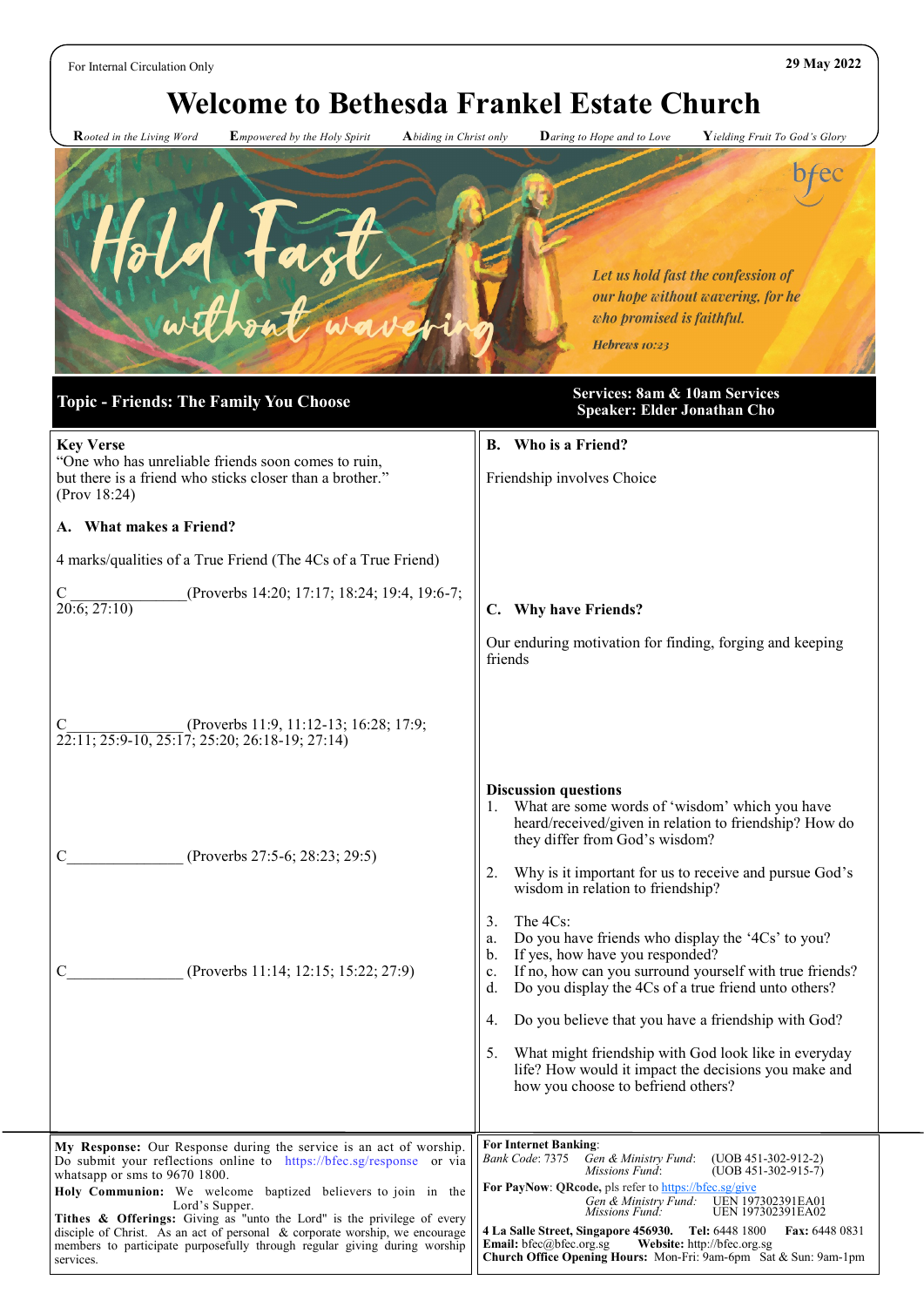For Internal Circulation Only

29 May 2022

# Welcome to Bethesda Frankel Estate Church

**R***ooted in the Living Word* **E***mpowered by the Holy Spirit* **A***biding in Christ only* **D***aring to Hope and to Love* **Y***ielding Fruit To God's Glory*

# Hold Fast without wavering

bfec

*Let us hold fast the confession of our hope without wavering, for he who promised is faithful.*

*Hebrews 10:23*

## Topic - Friends: The Family You Choose

**Services: 8am & 10am Services**
**Speaker: Elder Jonathan Cho**

**Key Verse**
"One who has unreliable friends soon comes to ruin,
but there is a friend who sticks closer than a brother."
(Prov 18:24)

### A. What makes a Friend?

4 marks/qualities of a True Friend (The 4Cs of a True Friend)

C_______________(Proverbs 14:20; 17:17; 18:24; 19:4, 19:6-7; 20:6; 27:10)

C_______________(Proverbs 11:9, 11:12-13; 16:28; 17:9; 22:11; 25:9-10, 25:17; 25:20; 26:18-19; 27:14)

C_______________ (Proverbs 27:5-6; 28:23; 29:5)

C_______________ (Proverbs 11:14; 12:15; 15:22; 27:9)

### B. Who is a Friend?

Friendship involves Choice

### C. Why have Friends?

Our enduring motivation for finding, forging and keeping friends

**Discussion questions**

1. What are some words of 'wisdom' which you have heard/received/given in relation to friendship? How do they differ from God's wisdom?
2. Why is it important for us to receive and pursue God's wisdom in relation to friendship?
3. The 4Cs:
   a. Do you have friends who display the '4Cs' to you?
   b. If yes, how have you responded?
   c. If no, how can you surround yourself with true friends?
   d. Do you display the 4Cs of a true friend unto others?
4. Do you believe that you have a friendship with God?
5. What might friendship with God look like in everyday life? How would it impact the decisions you make and how you choose to befriend others?

**My Response:** Our Response during the service is an act of worship. Do submit your reflections online to https://bfec.sg/response or via whatsapp or sms to 9670 1800.

**Holy Communion:** We welcome baptized believers to join in the Lord's Supper.

**Tithes & Offerings:** Giving as "unto the Lord" is the privilege of every disciple of Christ. As an act of personal & corporate worship, we encourage members to participate purposefully through regular giving during worship services.

**For Internet Banking**:
*Bank Code*: 7375 *Gen & Ministry Fund*: (UOB 451-302-912-2)
*Missions Fund*: (UOB 451-302-915-7)

**For PayNow**: **QRcode,** pls refer to https://bfec.sg/give
*Gen & Ministry Fund:* UEN 197302391EA01
*Missions Fund:* UEN 197302391EA02

**4 La Salle Street, Singapore 456930. Tel:** 6448 1800 **Fax:** 6448 0831
**Email:** bfec@bfec.org.sg **Website:** http://bfec.org.sg
**Church Office Opening Hours:** Mon-Fri: 9am-6pm Sat & Sun: 9am-1pm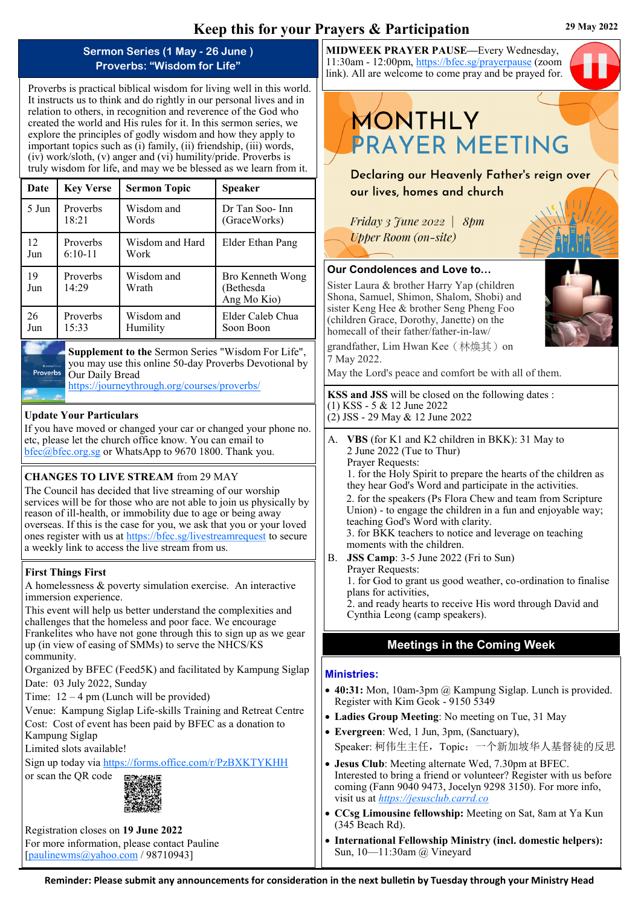# Keep this for your Prayers & Participation

29 May 2022

## Sermon Series (1 May - 26 June ) Proverbs: "Wisdom for Life"

Proverbs is practical biblical wisdom for living well in this world. It instructs us to think and do rightly in our personal lives and in relation to others, in recognition and reverence of the God who created the world and His rules for it. In this sermon series, we explore the principles of godly wisdom and how they apply to important topics such as (i) family, (ii) friendship, (iii) words, (iv) work/sloth, (v) anger and (vi) humility/pride. Proverbs is truly wisdom for life, and may we be blessed as we learn from it.

| Date | Key Verse | Sermon Topic | Speaker |
|---|---|---|---|
| 5 Jun | Proverbs 18:21 | Wisdom and Words | Dr Tan Soo- Inn (GraceWorks) |
| 12 Jun | Proverbs 6:10-11 | Wisdom and Hard Work | Elder Ethan Pang |
| 19 Jun | Proverbs 14:29 | Wisdom and Wrath | Bro Kenneth Wong (Bethesda Ang Mo Kio) |
| 26 Jun | Proverbs 15:33 | Wisdom and Humility | Elder Caleb Chua Soon Boon |

**Supplement to the** Sermon Series "Wisdom For Life", you may use this online 50-day Proverbs Devotional by Our Daily Bread https://journeythrough.org/courses/proverbs/

### Update Your Particulars

If you have moved or changed your car or changed your phone no. etc, please let the church office know. You can email to bfec@bfec.org.sg or WhatsApp to 9670 1800. Thank you.

### CHANGES TO LIVE STREAM from 29 MAY

The Council has decided that live streaming of our worship services will be for those who are not able to join us physically by reason of ill-health, or immobility due to age or being away overseas. If this is the case for you, we ask that you or your loved ones register with us at https://bfec.sg/livestreamrequest to secure a weekly link to access the live stream from us.

### First Things First

A homelessness & poverty simulation exercise. An interactive immersion experience.

This event will help us better understand the complexities and challenges that the homeless and poor face. We encourage Frankelites who have not gone through this to sign up as we gear up (in view of easing of SMMs) to serve the NHCS/KS community.

Organized by BFEC (Feed5K) and facilitated by Kampung Siglap

Date: 03 July 2022, Sunday

Time: 12 – 4 pm (Lunch will be provided)

Venue: Kampung Siglap Life-skills Training and Retreat Centre

Cost: Cost of event has been paid by BFEC as a donation to Kampung Siglap

Limited slots available!

Sign up today via https://forms.office.com/r/PzBXKTYKHH or scan the QR code

Registration closes on **19 June 2022**

For more information, please contact Pauline [paulinewms@yahoo.com / 98710943]

**MIDWEEK PRAYER PAUSE**—Every Wednesday, 11:30am - 12:00pm, https://bfec.sg/prayerpause (zoom link). All are welcome to come pray and be prayed for.

## MONTHLY PRAYER MEETING

Declaring our Heavenly Father's reign over our lives, homes and church

*Friday 3 June 2022 | 8pm*

*Upper Room (on-site)*

### Our Condolences and Love to…

Sister Laura & brother Harry Yap (children Shona, Samuel, Shimon, Shalom, Shobi) and sister Keng Hee & brother Seng Pheng Foo (children Grace, Dorothy, Janette) on the homecall of their father/father-in-law/ grandfather, Lim Hwan Kee（林焕其）on 7 May 2022.

May the Lord's peace and comfort be with all of them.

**KSS and JSS** will be closed on the following dates :
(1) KSS - 5 & 12 June 2022
(2) JSS - 29 May & 12 June 2022

A. **VBS** (for K1 and K2 children in BKK): 31 May to 2 June 2022 (Tue to Thur)
Prayer Requests:
1. for the Holy Spirit to prepare the hearts of the children as they hear God's Word and participate in the activities.
2. for the speakers (Ps Flora Chew and team from Scripture Union) - to engage the children in a fun and enjoyable way; teaching God's Word with clarity.
3. for BKK teachers to notice and leverage on teaching moments with the children.

B. **JSS Camp**: 3-5 June 2022 (Fri to Sun)
Prayer Requests:
1. for God to grant us good weather, co-ordination to finalise plans for activities,
2. and ready hearts to receive His word through David and Cynthia Leong (camp speakers).

## Meetings in the Coming Week

### Ministries:

- **40:31:** Mon, 10am-3pm @ Kampung Siglap. Lunch is provided. Register with Kim Geok - 9150 5349
- **Ladies Group Meeting**: No meeting on Tue, 31 May
- **Evergreen**: Wed, 1 Jun, 3pm, (Sanctuary), Speaker: 柯伟生主任，Topic：一个新加坡华人基督徒的反思
- **Jesus Club**: Meeting alternate Wed, 7.30pm at BFEC. Interested to bring a friend or volunteer? Register with us before coming (Fann 9040 9473, Jocelyn 9298 3150). For more info, visit us at *https://jesusclub.carrd.co*
- **CCsg Limousine fellowship:** Meeting on Sat, 8am at Ya Kun (345 Beach Rd).
- **International Fellowship Ministry (incl. domestic helpers):** Sun, 10—11:30am @ Vineyard

**Reminder: Please submit any announcements for consideration in the next bulletin by Tuesday through your Ministry Head**